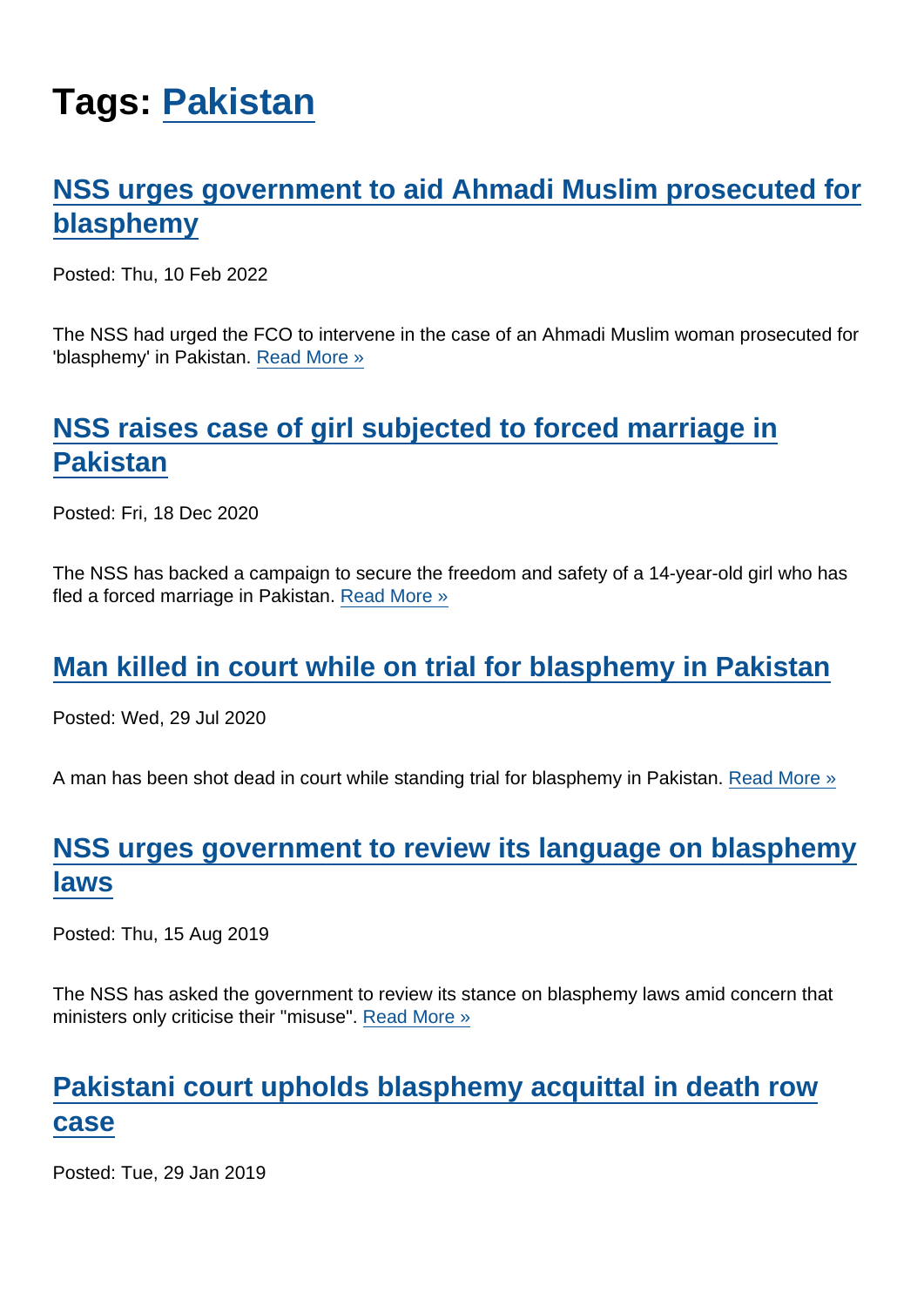# Tags: Pakistan

## NSS urges government to aid Ahmadi Muslim prosecuted for blasphemy

Posted: Thu, 10 Feb 2022

The NSS had urged the FCO to intervene in the case of an Ahmadi Muslim woman prosecuted for 'blasphemy' in Pakistan. Read More »

## NSS raises case of girl subjected to forced marriage in Pakistan

Posted: Fri, 18 Dec 2020

The NSS has backed a campaign to secure the freedom and safety of a 14-year-old girl who has fled a forced marriage in Pakistan. Read More »

## Man killed in court while on trial for blasphemy in Pakistan

Posted: Wed, 29 Jul 2020

A man has been shot dead in court while standing trial for blasphemy in Pakistan. Read More »

## NSS urges government to review its language on blasphemy laws

Posted: Thu, 15 Aug 2019

The NSS has asked the government to review its stance on blasphemy laws amid concern that ministers only criticise their "misuse". Read More »

## Pakistani court upholds blasphemy acquittal in death row case

Posted: Tue, 29 Jan 2019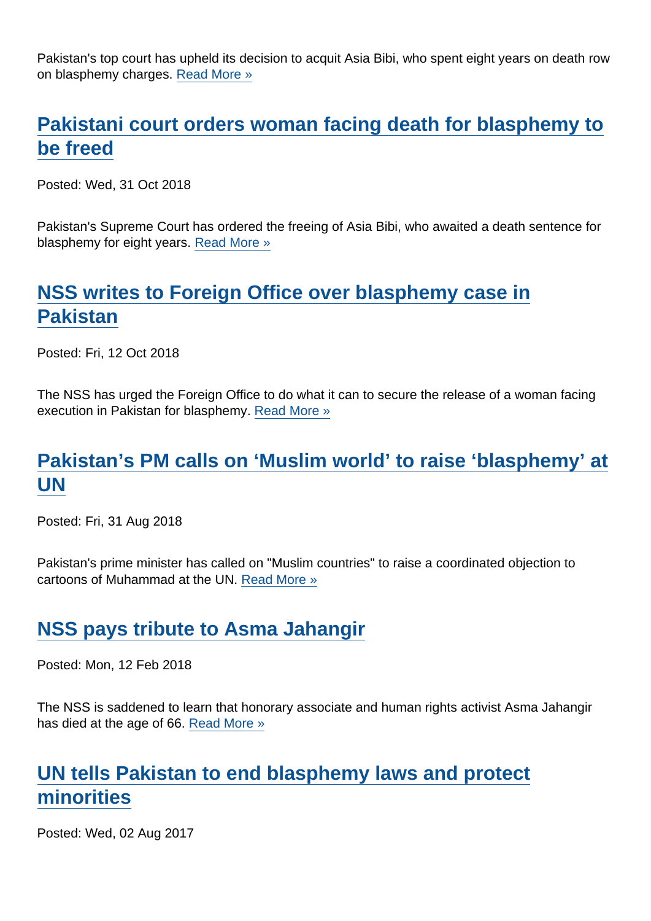Pakistan's top court has upheld its decision to acquit Asia Bibi, who spent eight years on death row on blasphemy charges. Read More »

## Pakistani court orders woman facing death for blasphemy to be freed

Posted: Wed, 31 Oct 2018

Pakistan's Supreme Court has ordered the freeing of Asia Bibi, who awaited a death sentence for blasphemy for eight years. Read More »

## NSS writes to Foreign Office over blasphemy case in Pakistan

Posted: Fri, 12 Oct 2018

The NSS has urged the Foreign Office to do what it can to secure the release of a woman facing execution in Pakistan for blasphemy. Read More »

## Pakistan's PM calls on 'Muslim world' to raise 'blasphemy' at UN

Posted: Fri, 31 Aug 2018

Pakistan's prime minister has called on "Muslim countries" to raise a coordinated objection to cartoons of Muhammad at the UN. Read More »

## NSS pays tribute to Asma Jahangir

Posted: Mon, 12 Feb 2018

The NSS is saddened to learn that honorary associate and human rights activist Asma Jahangir has died at the age of 66. Read More »

## UN tells Pakistan to end blasphemy laws and protect minorities

Posted: Wed, 02 Aug 2017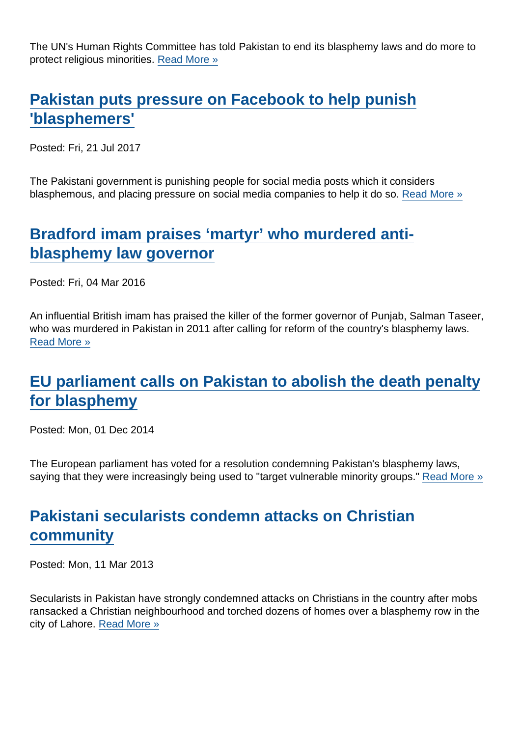The UN's Human Rights Committee has told Pakistan to end its blasphemy laws and do more to protect religious minorities. Read More »

## Pakistan puts pressure on Facebook to help punish 'blasphemers'

Posted: Fri, 21 Jul 2017

The Pakistani government is punishing people for social media posts which it considers blasphemous, and placing pressure on social media companies to help it do so. Read More »

## Bradford imam praises 'martyr' who murdered anti-blasphemy law governor

Posted: Fri, 04 Mar 2016

An influential British imam has praised the killer of the former governor of Punjab, Salman Taseer, who was murdered in Pakistan in 2011 after calling for reform of the country's blasphemy laws. Read More »

## EU parliament calls on Pakistan to abolish the death penalty for blasphemy

Posted: Mon, 01 Dec 2014

The European parliament has voted for a resolution condemning Pakistan's blasphemy laws, saying that they were increasingly being used to "target vulnerable minority groups." Read More »

## Pakistani secularists condemn attacks on Christian community

Posted: Mon, 11 Mar 2013

Secularists in Pakistan have strongly condemned attacks on Christians in the country after mobs ransacked a Christian neighbourhood and torched dozens of homes over a blasphemy row in the city of Lahore. Read More »